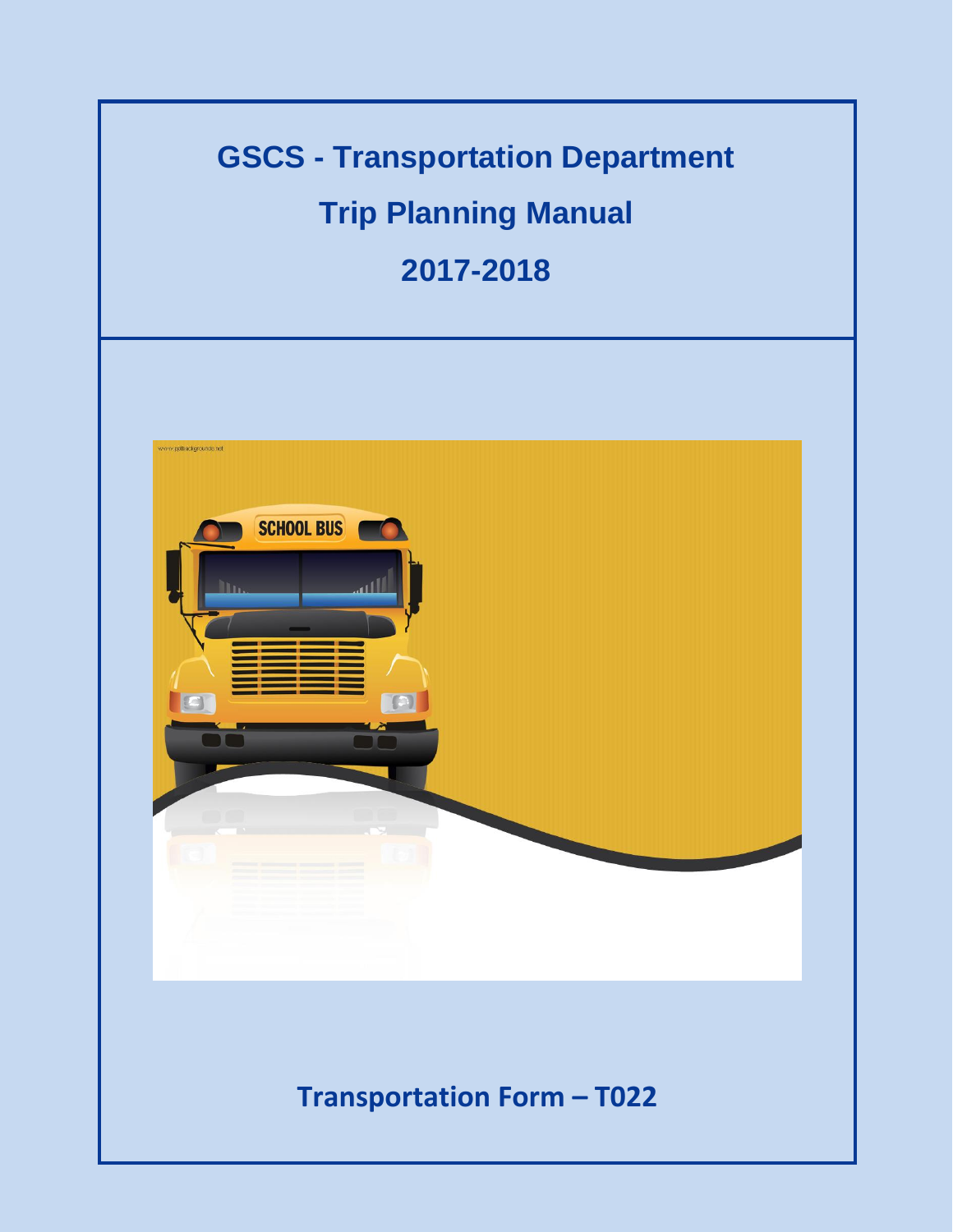# GSCS - Transportation Department

## Trip Planning Manual

## 2017-2018

**Transportation Form – T022**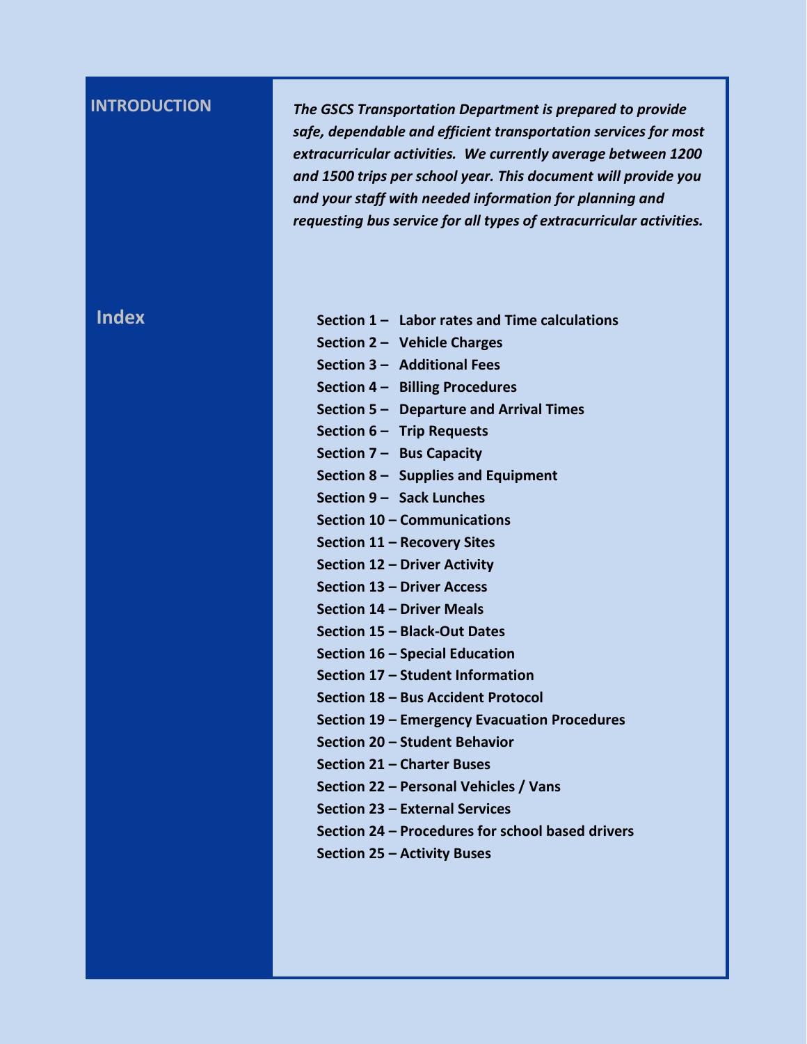## INTRODUCTION

***The GSCS Transportation Department is prepared to provide safe, dependable and efficient transportation services for most extracurricular activities. We currently average between 1200 and 1500 trips per school year. This document will provide you and your staff with needed information for planning and requesting bus service for all types of extracurricular activities.***

## Index

- **Section 1 – Labor rates and Time calculations**
- **Section 2 – Vehicle Charges**
- **Section 3 – Additional Fees**
- **Section 4 – Billing Procedures**
- **Section 5 – Departure and Arrival Times**
- **Section 6 – Trip Requests**
- **Section 7 – Bus Capacity**
- **Section 8 – Supplies and Equipment**
- **Section 9 – Sack Lunches**
- **Section 10 – Communications**
- **Section 11 – Recovery Sites**
- **Section 12 – Driver Activity**
- **Section 13 – Driver Access**
- **Section 14 – Driver Meals**
- **Section 15 – Black-Out Dates**
- **Section 16 – Special Education**
- **Section 17 – Student Information**
- **Section 18 – Bus Accident Protocol**
- **Section 19 – Emergency Evacuation Procedures**
- **Section 20 – Student Behavior**
- **Section 21 – Charter Buses**
- **Section 22 – Personal Vehicles / Vans**
- **Section 23 – External Services**
- **Section 24 – Procedures for school based drivers**
- **Section 25 – Activity Buses**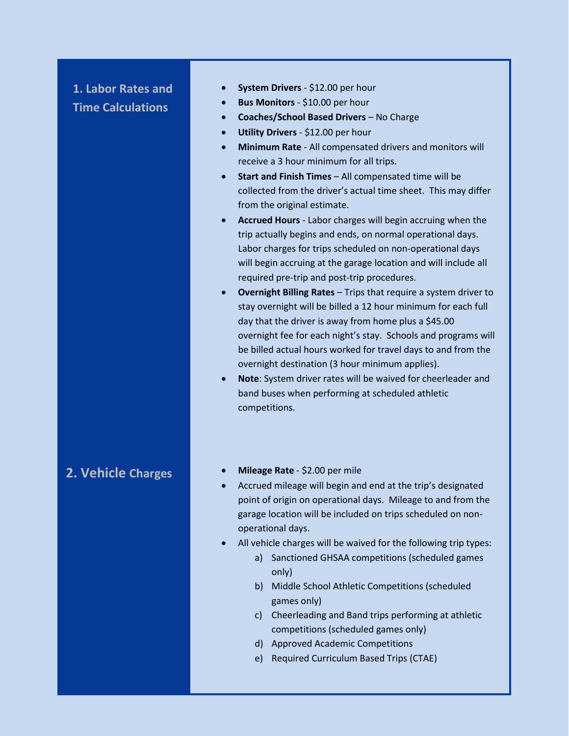## 1. Labor Rates and Time Calculations

- **System Drivers** - $12.00 per hour
- **Bus Monitors** - $10.00 per hour
- **Coaches/School Based Drivers** – No Charge
- **Utility Drivers** - $12.00 per hour
- **Minimum Rate** - All compensated drivers and monitors will receive a 3 hour minimum for all trips.
- **Start and Finish Times** – All compensated time will be collected from the driver's actual time sheet. This may differ from the original estimate.
- **Accrued Hours** - Labor charges will begin accruing when the trip actually begins and ends, on normal operational days. Labor charges for trips scheduled on non-operational days will begin accruing at the garage location and will include all required pre-trip and post-trip procedures.
- **Overnight Billing Rates** – Trips that require a system driver to stay overnight will be billed a 12 hour minimum for each full day that the driver is away from home plus a $45.00 overnight fee for each night's stay. Schools and programs will be billed actual hours worked for travel days to and from the overnight destination (3 hour minimum applies).
- **Note**: System driver rates will be waived for cheerleader and band buses when performing at scheduled athletic competitions.

## 2. Vehicle Charges

- **Mileage Rate** - $2.00 per mile
- Accrued mileage will begin and end at the trip's designated point of origin on operational days. Mileage to and from the garage location will be included on trips scheduled on non-operational days.
- All vehicle charges will be waived for the following trip types:
  a) Sanctioned GHSAA competitions (scheduled games only)
  b) Middle School Athletic Competitions (scheduled games only)
  c) Cheerleading and Band trips performing at athletic competitions (scheduled games only)
  d) Approved Academic Competitions
  e) Required Curriculum Based Trips (CTAE)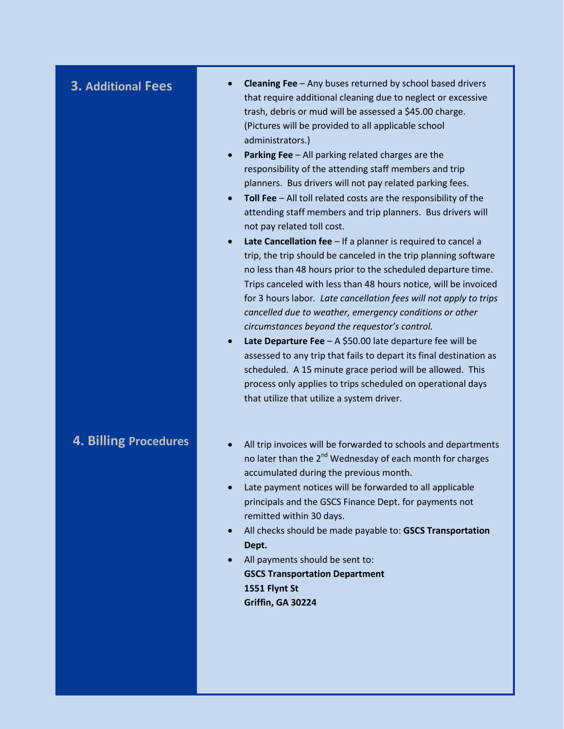## 3. Additional Fees

- **Cleaning Fee** – Any buses returned by school based drivers that require additional cleaning due to neglect or excessive trash, debris or mud will be assessed a $45.00 charge. (Pictures will be provided to all applicable school administrators.)
- **Parking Fee** – All parking related charges are the responsibility of the attending staff members and trip planners. Bus drivers will not pay related parking fees.
- **Toll Fee** – All toll related costs are the responsibility of the attending staff members and trip planners. Bus drivers will not pay related toll cost.
- **Late Cancellation fee** – If a planner is required to cancel a trip, the trip should be canceled in the trip planning software no less than 48 hours prior to the scheduled departure time. Trips canceled with less than 48 hours notice, will be invoiced for 3 hours labor. *Late cancellation fees will not apply to trips cancelled due to weather, emergency conditions or other circumstances beyond the requestor's control.*
- **Late Departure Fee** – A $50.00 late departure fee will be assessed to any trip that fails to depart its final destination as scheduled. A 15 minute grace period will be allowed. This process only applies to trips scheduled on operational days that utilize that utilize a system driver.

## 4. Billing Procedures

- All trip invoices will be forwarded to schools and departments no later than the 2nd Wednesday of each month for charges accumulated during the previous month.
- Late payment notices will be forwarded to all applicable principals and the GSCS Finance Dept. for payments not remitted within 30 days.
- All checks should be made payable to: **GSCS Transportation Dept.**
- All payments should be sent to:
  **GSCS Transportation Department**
  **1551 Flynt St**
  **Griffin, GA 30224**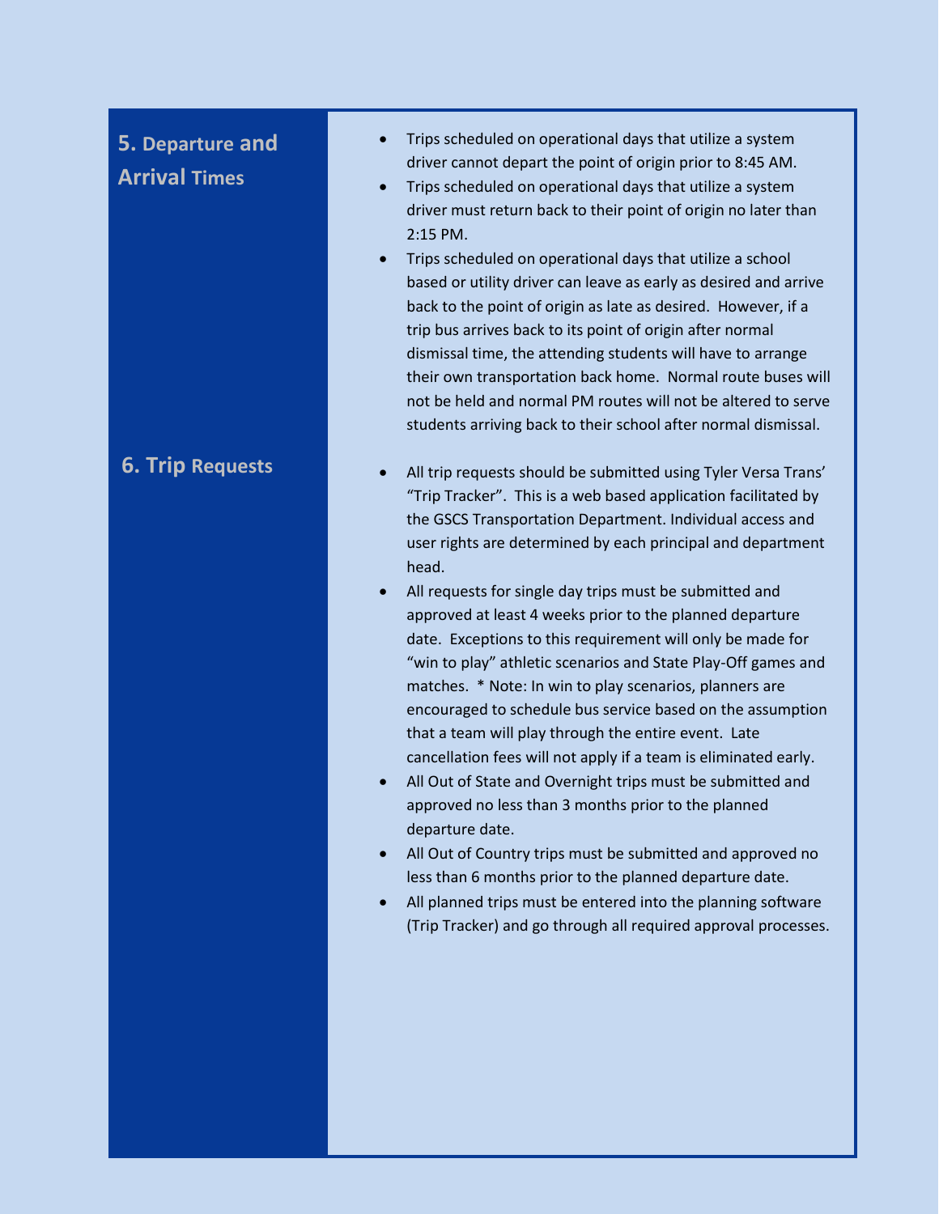## 5. Departure and Arrival Times

- Trips scheduled on operational days that utilize a system driver cannot depart the point of origin prior to 8:45 AM.
- Trips scheduled on operational days that utilize a system driver must return back to their point of origin no later than 2:15 PM.
- Trips scheduled on operational days that utilize a school based or utility driver can leave as early as desired and arrive back to the point of origin as late as desired. However, if a trip bus arrives back to its point of origin after normal dismissal time, the attending students will have to arrange their own transportation back home. Normal route buses will not be held and normal PM routes will not be altered to serve students arriving back to their school after normal dismissal.

## 6. Trip Requests

- All trip requests should be submitted using Tyler Versa Trans' "Trip Tracker". This is a web based application facilitated by the GSCS Transportation Department. Individual access and user rights are determined by each principal and department head.
- All requests for single day trips must be submitted and approved at least 4 weeks prior to the planned departure date. Exceptions to this requirement will only be made for "win to play" athletic scenarios and State Play-Off games and matches. * Note: In win to play scenarios, planners are encouraged to schedule bus service based on the assumption that a team will play through the entire event. Late cancellation fees will not apply if a team is eliminated early.
- All Out of State and Overnight trips must be submitted and approved no less than 3 months prior to the planned departure date.
- All Out of Country trips must be submitted and approved no less than 6 months prior to the planned departure date.
- All planned trips must be entered into the planning software (Trip Tracker) and go through all required approval processes.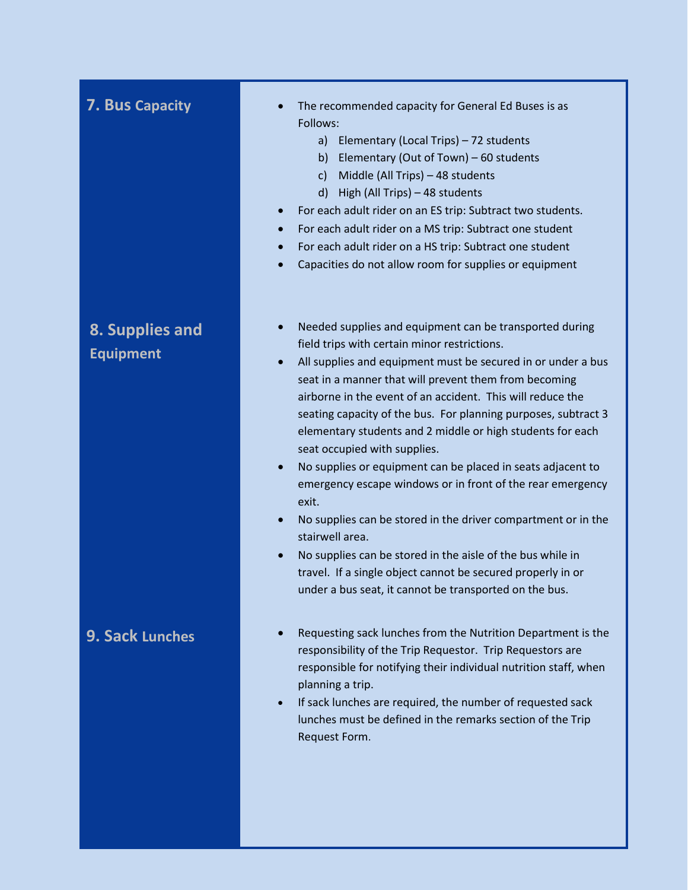## 7. Bus Capacity

- The recommended capacity for General Ed Buses is as Follows:
  a) Elementary (Local Trips) – 72 students
  b) Elementary (Out of Town) – 60 students
  c) Middle (All Trips) – 48 students
  d) High (All Trips) – 48 students
- For each adult rider on an ES trip: Subtract two students.
- For each adult rider on a MS trip: Subtract one student
- For each adult rider on a HS trip: Subtract one student
- Capacities do not allow room for supplies or equipment

## 8. Supplies and Equipment

- Needed supplies and equipment can be transported during field trips with certain minor restrictions.
- All supplies and equipment must be secured in or under a bus seat in a manner that will prevent them from becoming airborne in the event of an accident. This will reduce the seating capacity of the bus. For planning purposes, subtract 3 elementary students and 2 middle or high students for each seat occupied with supplies.
- No supplies or equipment can be placed in seats adjacent to emergency escape windows or in front of the rear emergency exit.
- No supplies can be stored in the driver compartment or in the stairwell area.
- No supplies can be stored in the aisle of the bus while in travel. If a single object cannot be secured properly in or under a bus seat, it cannot be transported on the bus.

## 9. Sack Lunches

- Requesting sack lunches from the Nutrition Department is the responsibility of the Trip Requestor. Trip Requestors are responsible for notifying their individual nutrition staff, when planning a trip.
- If sack lunches are required, the number of requested sack lunches must be defined in the remarks section of the Trip Request Form.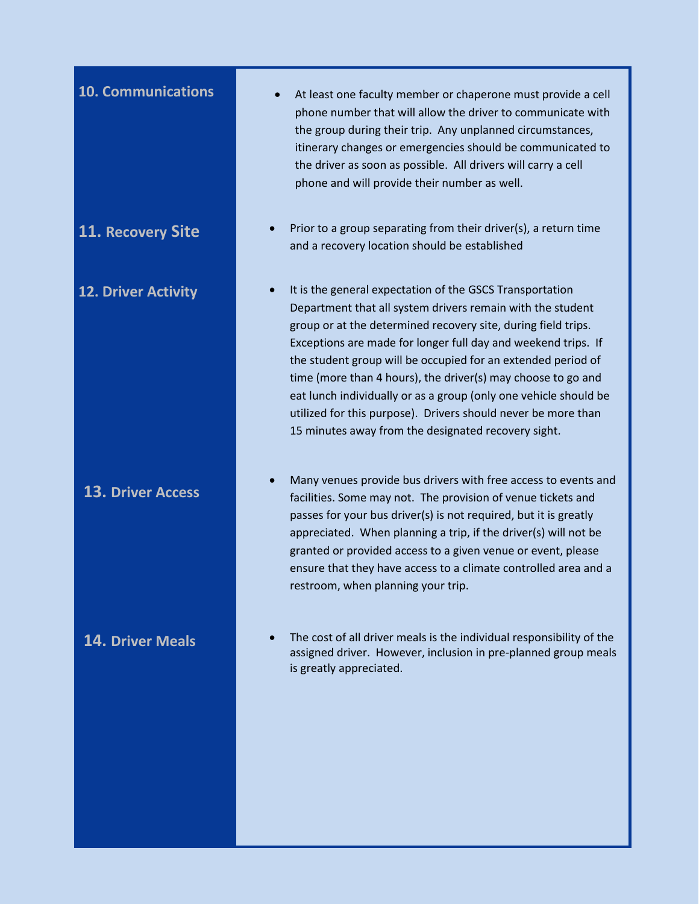## 10. Communications

- At least one faculty member or chaperone must provide a cell phone number that will allow the driver to communicate with the group during their trip. Any unplanned circumstances, itinerary changes or emergencies should be communicated to the driver as soon as possible. All drivers will carry a cell phone and will provide their number as well.

## 11. Recovery Site

- Prior to a group separating from their driver(s), a return time and a recovery location should be established

## 12. Driver Activity

- It is the general expectation of the GSCS Transportation Department that all system drivers remain with the student group or at the determined recovery site, during field trips. Exceptions are made for longer full day and weekend trips. If the student group will be occupied for an extended period of time (more than 4 hours), the driver(s) may choose to go and eat lunch individually or as a group (only one vehicle should be utilized for this purpose). Drivers should never be more than 15 minutes away from the designated recovery sight.

## 13. Driver Access

- Many venues provide bus drivers with free access to events and facilities. Some may not. The provision of venue tickets and passes for your bus driver(s) is not required, but it is greatly appreciated. When planning a trip, if the driver(s) will not be granted or provided access to a given venue or event, please ensure that they have access to a climate controlled area and a restroom, when planning your trip.

## 14. Driver Meals

- The cost of all driver meals is the individual responsibility of the assigned driver. However, inclusion in pre-planned group meals is greatly appreciated.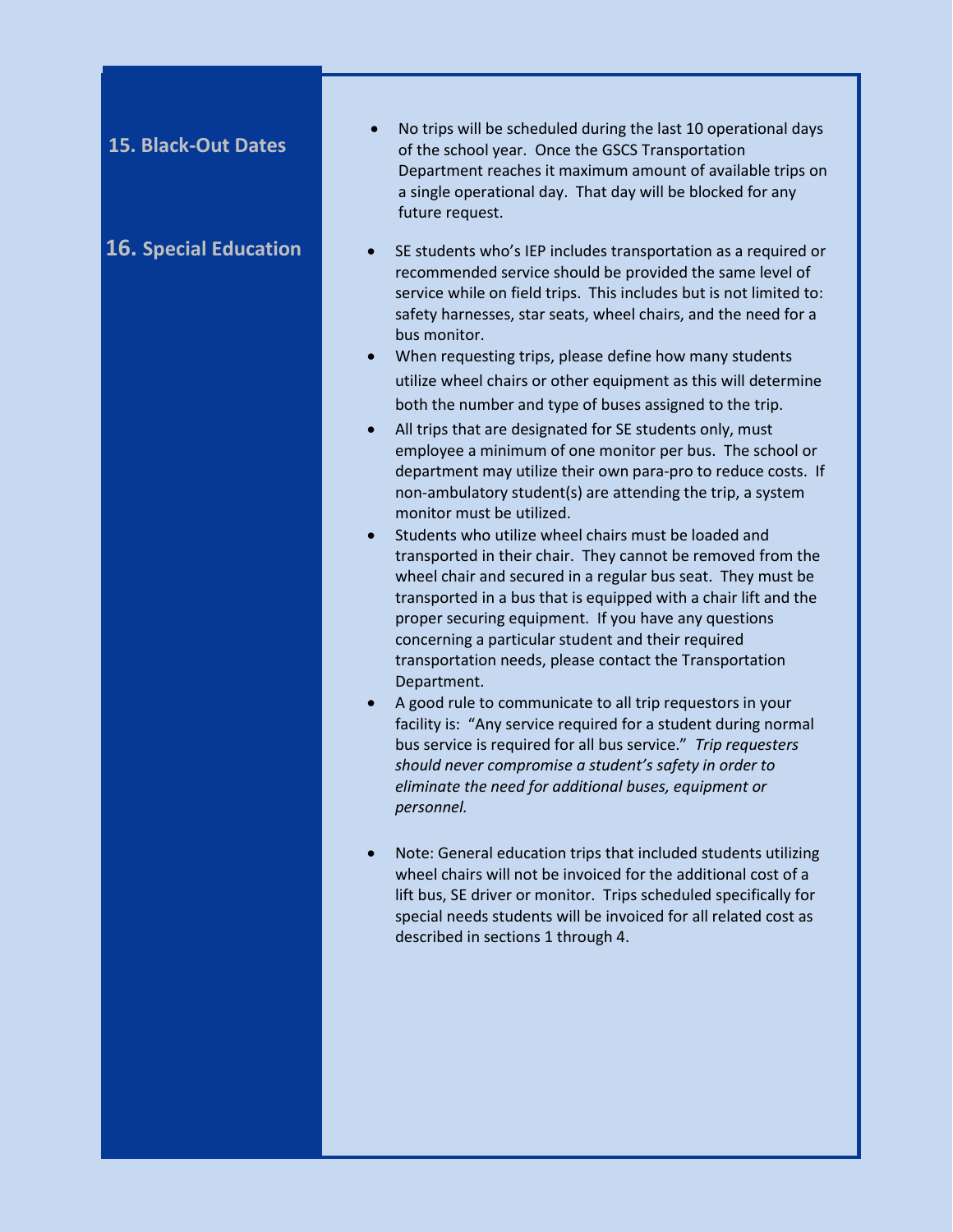## 15. Black-Out Dates

- No trips will be scheduled during the last 10 operational days of the school year. Once the GSCS Transportation Department reaches it maximum amount of available trips on a single operational day. That day will be blocked for any future request.

## 16. Special Education

- SE students who's IEP includes transportation as a required or recommended service should be provided the same level of service while on field trips. This includes but is not limited to: safety harnesses, star seats, wheel chairs, and the need for a bus monitor.
- When requesting trips, please define how many students utilize wheel chairs or other equipment as this will determine both the number and type of buses assigned to the trip.
- All trips that are designated for SE students only, must employee a minimum of one monitor per bus. The school or department may utilize their own para-pro to reduce costs. If non-ambulatory student(s) are attending the trip, a system monitor must be utilized.
- Students who utilize wheel chairs must be loaded and transported in their chair. They cannot be removed from the wheel chair and secured in a regular bus seat. They must be transported in a bus that is equipped with a chair lift and the proper securing equipment. If you have any questions concerning a particular student and their required transportation needs, please contact the Transportation Department.
- A good rule to communicate to all trip requestors in your facility is: "Any service required for a student during normal bus service is required for all bus service." *Trip requesters should never compromise a student's safety in order to eliminate the need for additional buses, equipment or personnel.*

- Note: General education trips that included students utilizing wheel chairs will not be invoiced for the additional cost of a lift bus, SE driver or monitor. Trips scheduled specifically for special needs students will be invoiced for all related cost as described in sections 1 through 4.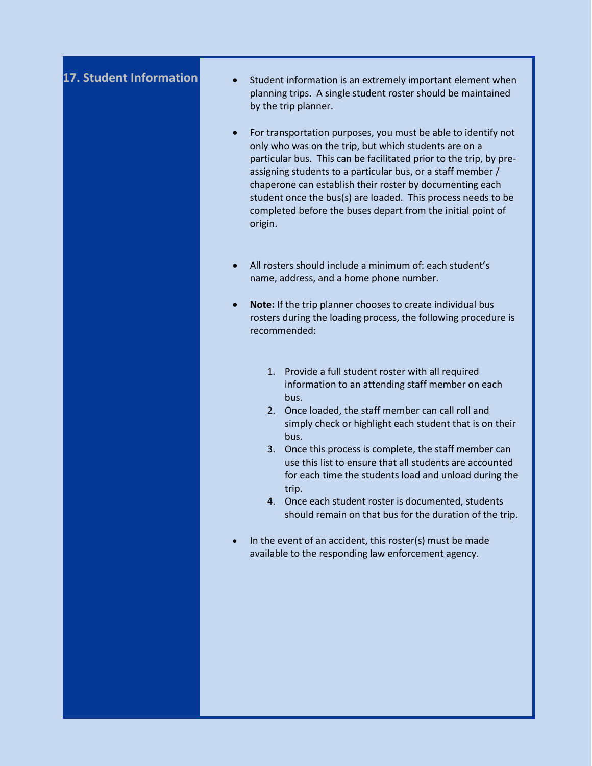## 17. Student Information

- Student information is an extremely important element when planning trips. A single student roster should be maintained by the trip planner.

- For transportation purposes, you must be able to identify not only who was on the trip, but which students are on a particular bus. This can be facilitated prior to the trip, by pre-assigning students to a particular bus, or a staff member / chaperone can establish their roster by documenting each student once the bus(s) are loaded. This process needs to be completed before the buses depart from the initial point of origin.

- All rosters should include a minimum of: each student's name, address, and a home phone number.

- **Note:** If the trip planner chooses to create individual bus rosters during the loading process, the following procedure is recommended:

  1. Provide a full student roster with all required information to an attending staff member on each bus.
  2. Once loaded, the staff member can call roll and simply check or highlight each student that is on their bus.
  3. Once this process is complete, the staff member can use this list to ensure that all students are accounted for each time the students load and unload during the trip.
  4. Once each student roster is documented, students should remain on that bus for the duration of the trip.

- In the event of an accident, this roster(s) must be made available to the responding law enforcement agency.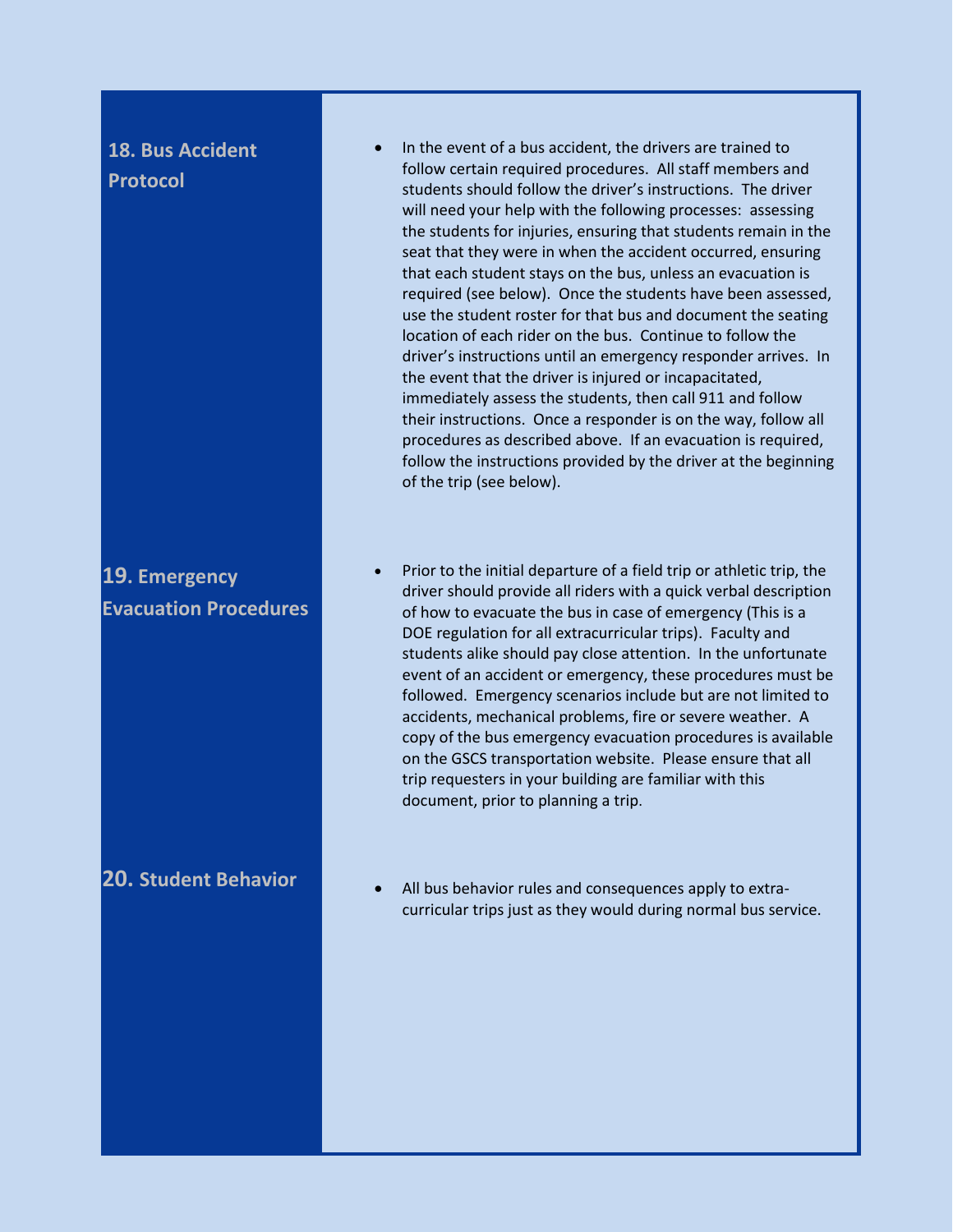## 18. Bus Accident Protocol

- In the event of a bus accident, the drivers are trained to follow certain required procedures. All staff members and students should follow the driver's instructions. The driver will need your help with the following processes: assessing the students for injuries, ensuring that students remain in the seat that they were in when the accident occurred, ensuring that each student stays on the bus, unless an evacuation is required (see below). Once the students have been assessed, use the student roster for that bus and document the seating location of each rider on the bus. Continue to follow the driver's instructions until an emergency responder arrives. In the event that the driver is injured or incapacitated, immediately assess the students, then call 911 and follow their instructions. Once a responder is on the way, follow all procedures as described above. If an evacuation is required, follow the instructions provided by the driver at the beginning of the trip (see below).

## 19. Emergency Evacuation Procedures

- Prior to the initial departure of a field trip or athletic trip, the driver should provide all riders with a quick verbal description of how to evacuate the bus in case of emergency (This is a DOE regulation for all extracurricular trips). Faculty and students alike should pay close attention. In the unfortunate event of an accident or emergency, these procedures must be followed. Emergency scenarios include but are not limited to accidents, mechanical problems, fire or severe weather. A copy of the bus emergency evacuation procedures is available on the GSCS transportation website. Please ensure that all trip requesters in your building are familiar with this document, prior to planning a trip.

## 20. Student Behavior

- All bus behavior rules and consequences apply to extra-curricular trips just as they would during normal bus service.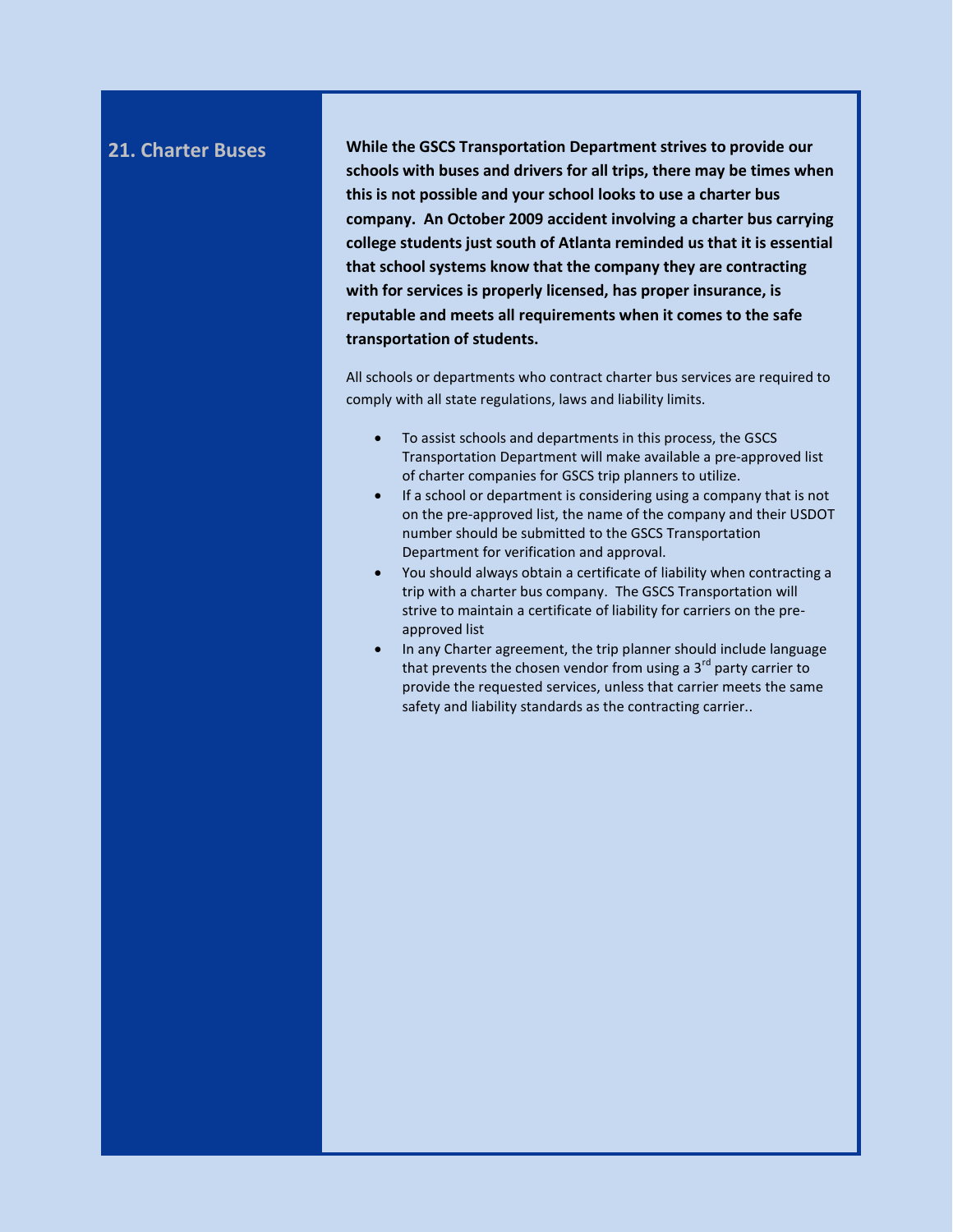## 21. Charter Buses

**While the GSCS Transportation Department strives to provide our schools with buses and drivers for all trips, there may be times when this is not possible and your school looks to use a charter bus company. An October 2009 accident involving a charter bus carrying college students just south of Atlanta reminded us that it is essential that school systems know that the company they are contracting with for services is properly licensed, has proper insurance, is reputable and meets all requirements when it comes to the safe transportation of students.**

All schools or departments who contract charter bus services are required to comply with all state regulations, laws and liability limits.

- To assist schools and departments in this process, the GSCS Transportation Department will make available a pre-approved list of charter companies for GSCS trip planners to utilize.
- If a school or department is considering using a company that is not on the pre-approved list, the name of the company and their USDOT number should be submitted to the GSCS Transportation Department for verification and approval.
- You should always obtain a certificate of liability when contracting a trip with a charter bus company. The GSCS Transportation will strive to maintain a certificate of liability for carriers on the pre-approved list
- In any Charter agreement, the trip planner should include language that prevents the chosen vendor from using a 3rd party carrier to provide the requested services, unless that carrier meets the same safety and liability standards as the contracting carrier..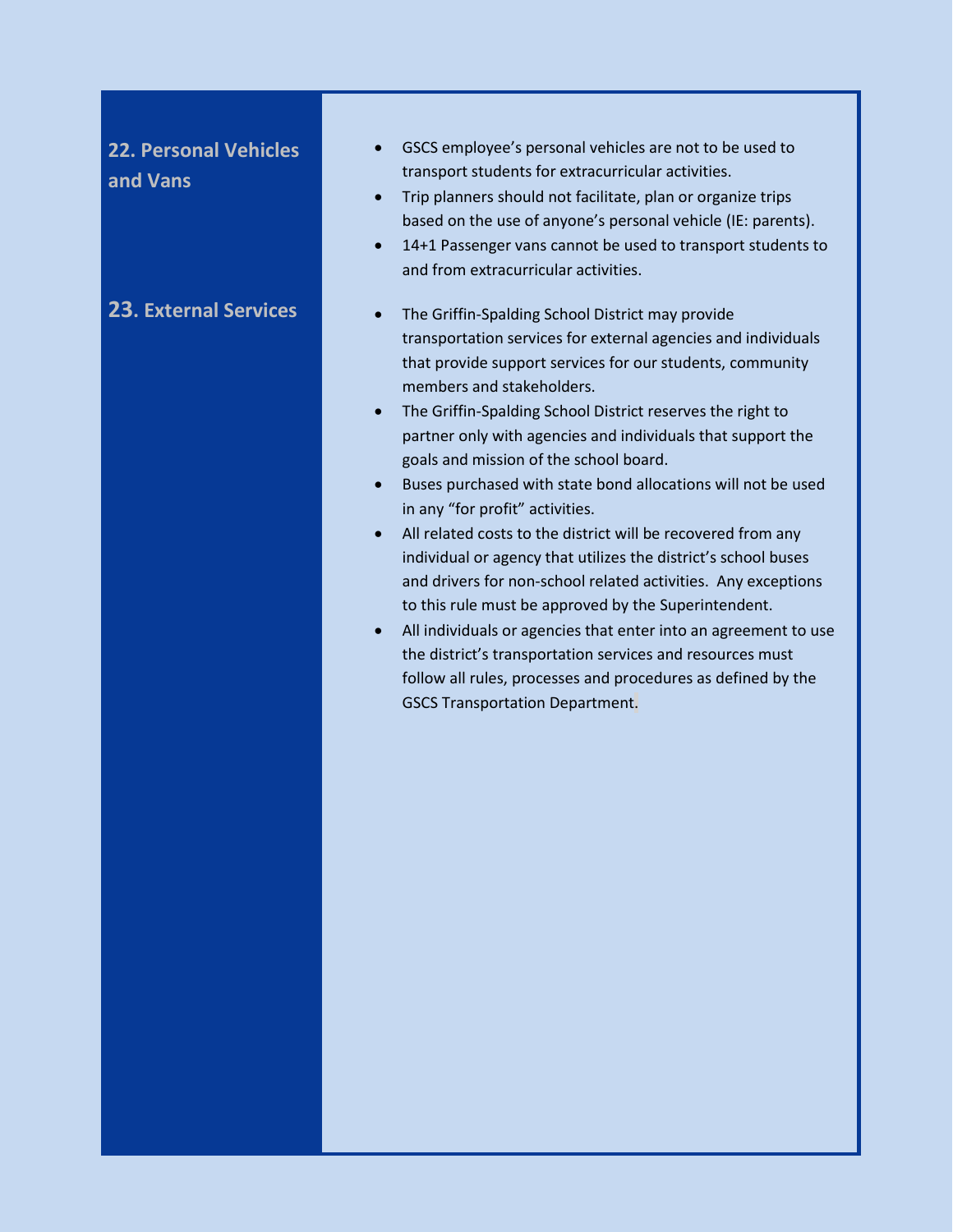## 22. Personal Vehicles and Vans

- GSCS employee's personal vehicles are not to be used to transport students for extracurricular activities.
- Trip planners should not facilitate, plan or organize trips based on the use of anyone's personal vehicle (IE: parents).
- 14+1 Passenger vans cannot be used to transport students to and from extracurricular activities.

## 23. External Services

- The Griffin-Spalding School District may provide transportation services for external agencies and individuals that provide support services for our students, community members and stakeholders.
- The Griffin-Spalding School District reserves the right to partner only with agencies and individuals that support the goals and mission of the school board.
- Buses purchased with state bond allocations will not be used in any "for profit" activities.
- All related costs to the district will be recovered from any individual or agency that utilizes the district's school buses and drivers for non-school related activities. Any exceptions to this rule must be approved by the Superintendent.
- All individuals or agencies that enter into an agreement to use the district's transportation services and resources must follow all rules, processes and procedures as defined by the GSCS Transportation Department.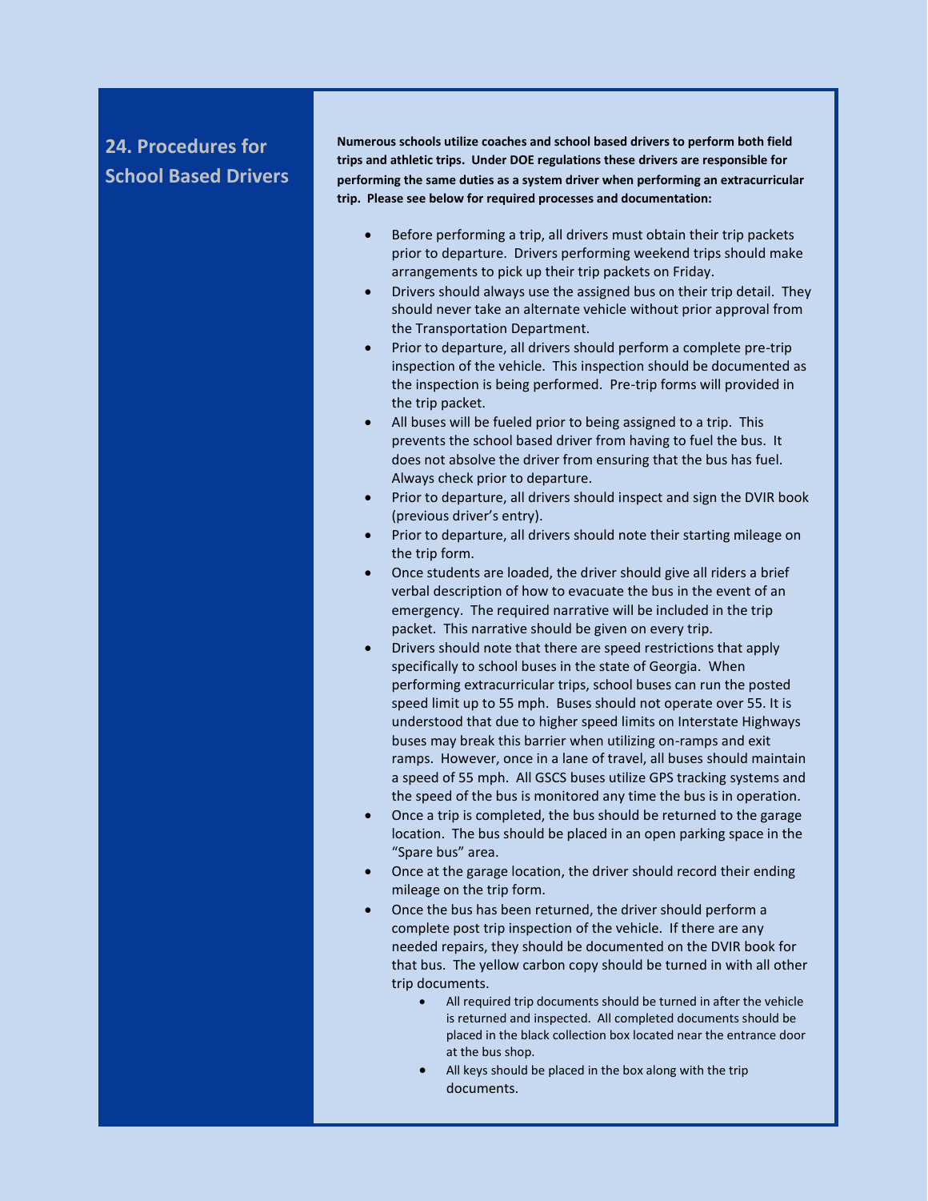## 24. Procedures for School Based Drivers

**Numerous schools utilize coaches and school based drivers to perform both field trips and athletic trips. Under DOE regulations these drivers are responsible for performing the same duties as a system driver when performing an extracurricular trip. Please see below for required processes and documentation:**

- Before performing a trip, all drivers must obtain their trip packets prior to departure. Drivers performing weekend trips should make arrangements to pick up their trip packets on Friday.
- Drivers should always use the assigned bus on their trip detail. They should never take an alternate vehicle without prior approval from the Transportation Department.
- Prior to departure, all drivers should perform a complete pre-trip inspection of the vehicle. This inspection should be documented as the inspection is being performed. Pre-trip forms will provided in the trip packet.
- All buses will be fueled prior to being assigned to a trip. This prevents the school based driver from having to fuel the bus. It does not absolve the driver from ensuring that the bus has fuel. Always check prior to departure.
- Prior to departure, all drivers should inspect and sign the DVIR book (previous driver's entry).
- Prior to departure, all drivers should note their starting mileage on the trip form.
- Once students are loaded, the driver should give all riders a brief verbal description of how to evacuate the bus in the event of an emergency. The required narrative will be included in the trip packet. This narrative should be given on every trip.
- Drivers should note that there are speed restrictions that apply specifically to school buses in the state of Georgia. When performing extracurricular trips, school buses can run the posted speed limit up to 55 mph. Buses should not operate over 55. It is understood that due to higher speed limits on Interstate Highways buses may break this barrier when utilizing on-ramps and exit ramps. However, once in a lane of travel, all buses should maintain a speed of 55 mph. All GSCS buses utilize GPS tracking systems and the speed of the bus is monitored any time the bus is in operation.
- Once a trip is completed, the bus should be returned to the garage location. The bus should be placed in an open parking space in the "Spare bus" area.
- Once at the garage location, the driver should record their ending mileage on the trip form.
- Once the bus has been returned, the driver should perform a complete post trip inspection of the vehicle. If there are any needed repairs, they should be documented on the DVIR book for that bus. The yellow carbon copy should be turned in with all other trip documents.
  - All required trip documents should be turned in after the vehicle is returned and inspected. All completed documents should be placed in the black collection box located near the entrance door at the bus shop.
  - All keys should be placed in the box along with the trip documents.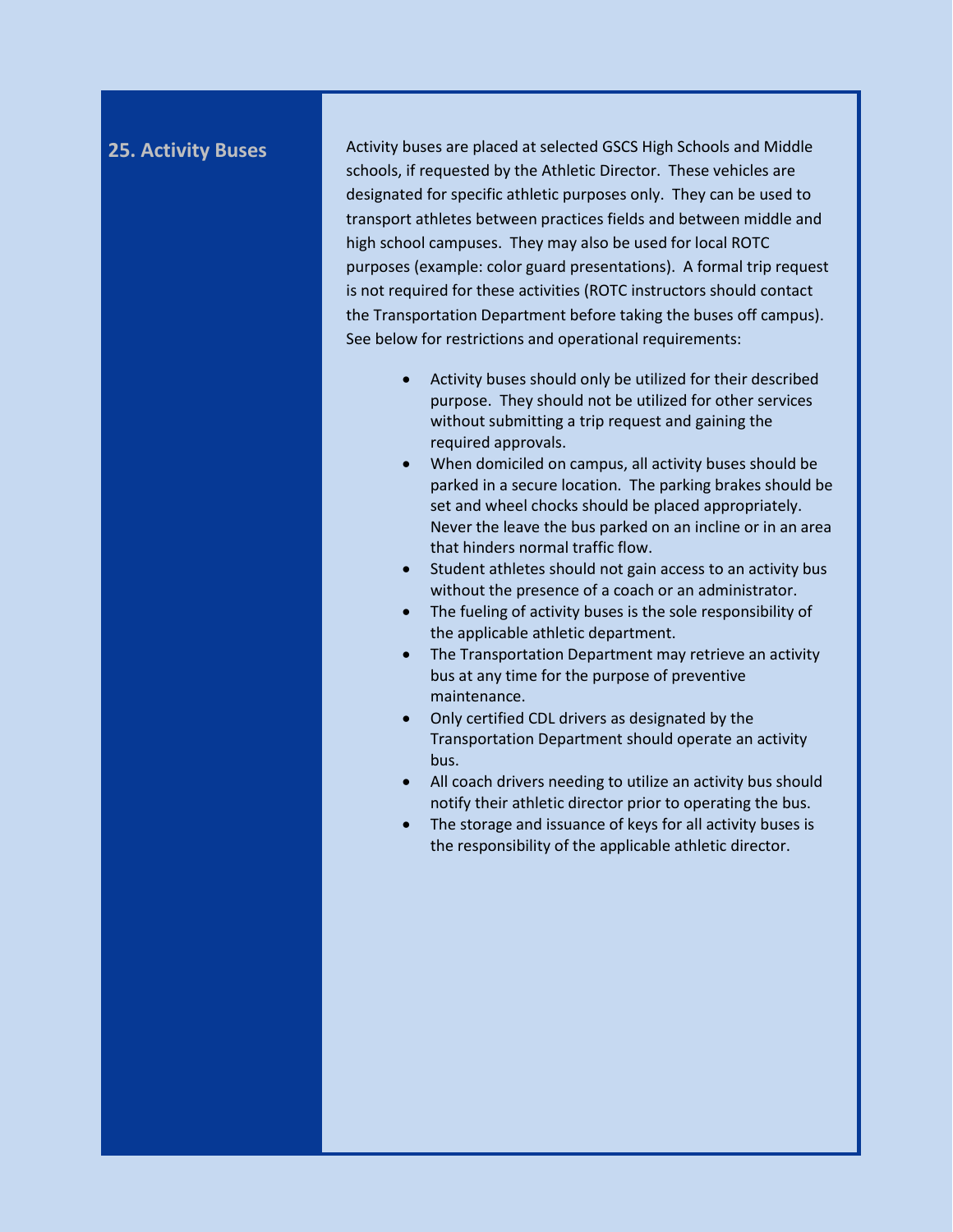## 25. Activity Buses

Activity buses are placed at selected GSCS High Schools and Middle schools, if requested by the Athletic Director. These vehicles are designated for specific athletic purposes only. They can be used to transport athletes between practices fields and between middle and high school campuses. They may also be used for local ROTC purposes (example: color guard presentations). A formal trip request is not required for these activities (ROTC instructors should contact the Transportation Department before taking the buses off campus). See below for restrictions and operational requirements:

- Activity buses should only be utilized for their described purpose. They should not be utilized for other services without submitting a trip request and gaining the required approvals.
- When domiciled on campus, all activity buses should be parked in a secure location. The parking brakes should be set and wheel chocks should be placed appropriately. Never the leave the bus parked on an incline or in an area that hinders normal traffic flow.
- Student athletes should not gain access to an activity bus without the presence of a coach or an administrator.
- The fueling of activity buses is the sole responsibility of the applicable athletic department.
- The Transportation Department may retrieve an activity bus at any time for the purpose of preventive maintenance.
- Only certified CDL drivers as designated by the Transportation Department should operate an activity bus.
- All coach drivers needing to utilize an activity bus should notify their athletic director prior to operating the bus.
- The storage and issuance of keys for all activity buses is the responsibility of the applicable athletic director.